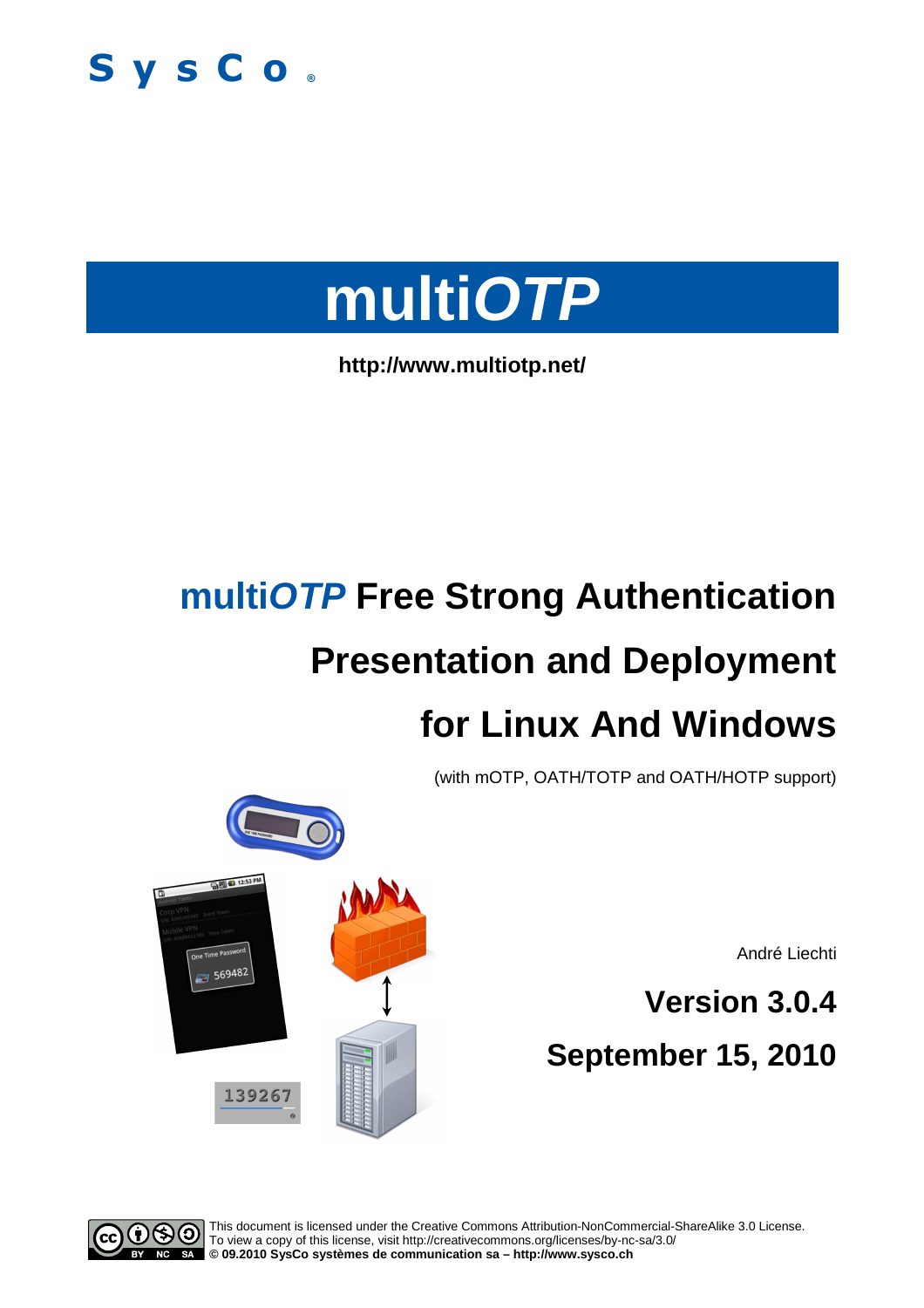SysCo®

# multi*OTP*

**http://www.multiotp.net/**

## multi*OTP* Free Strong Authentication Presentation and Deployment for Linux And Windows

(with mOTP, OATH/TOTP and OATH/HOTP support)

André Liechti

**Version 3.0.4**

**September 15, 2010**

This document is licensed under the Creative Commons Attribution-NonCommercial-ShareAlike 3.0 License.
To view a copy of this license, visit http://creativecommons.org/licenses/by-nc-sa/3.0/
**© 09.2010 SysCo systèmes de communication sa – http://www.sysco.ch**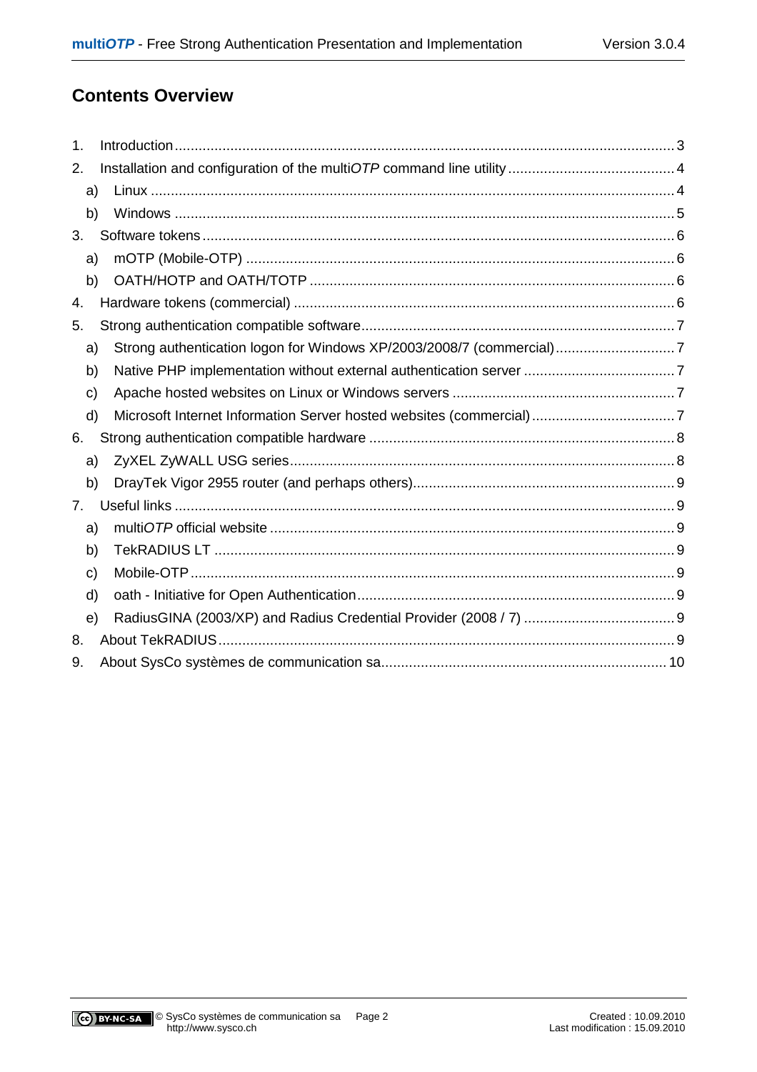## Contents Overview

1. Introduction ........................................................................................................................ 3
2. Installation and configuration of the multi*OTP* command line utility ......................................... 4
   a) Linux ............................................................................................................................ 4
   b) Windows ....................................................................................................................... 5
3. Software tokens ................................................................................................................. 6
   a) mOTP (Mobile-OTP) ........................................................................................................ 6
   b) OATH/HOTP and OATH/TOTP ......................................................................................... 6
4. Hardware tokens (commercial) ............................................................................................ 6
5. Strong authentication compatible software ............................................................................ 7
   a) Strong authentication logon for Windows XP/2003/2008/7 (commercial) ............................. 7
   b) Native PHP implementation without external authentication server ...................................... 7
   c) Apache hosted websites on Linux or Windows servers ........................................................ 7
   d) Microsoft Internet Information Server hosted websites (commercial) .................................... 7
6. Strong authentication compatible hardware ........................................................................... 8
   a) ZyXEL ZyWALL USG series ............................................................................................... 8
   b) DrayTek Vigor 2955 router (and perhaps others) ................................................................ 9
7. Useful links ........................................................................................................................ 9
   a) multi*OTP* official website .............................................................................................. 9
   b) TekRADIUS LT ................................................................................................................ 9
   c) Mobile-OTP ..................................................................................................................... 9
   d) oath - Initiative for Open Authentication ............................................................................. 9
   e) RadiusGINA (2003/XP) and Radius Credential Provider (2008 / 7) ...................................... 9
8. About TekRADIUS ............................................................................................................... 9
9. About SysCo systèmes de communication sa ...................................................................... 10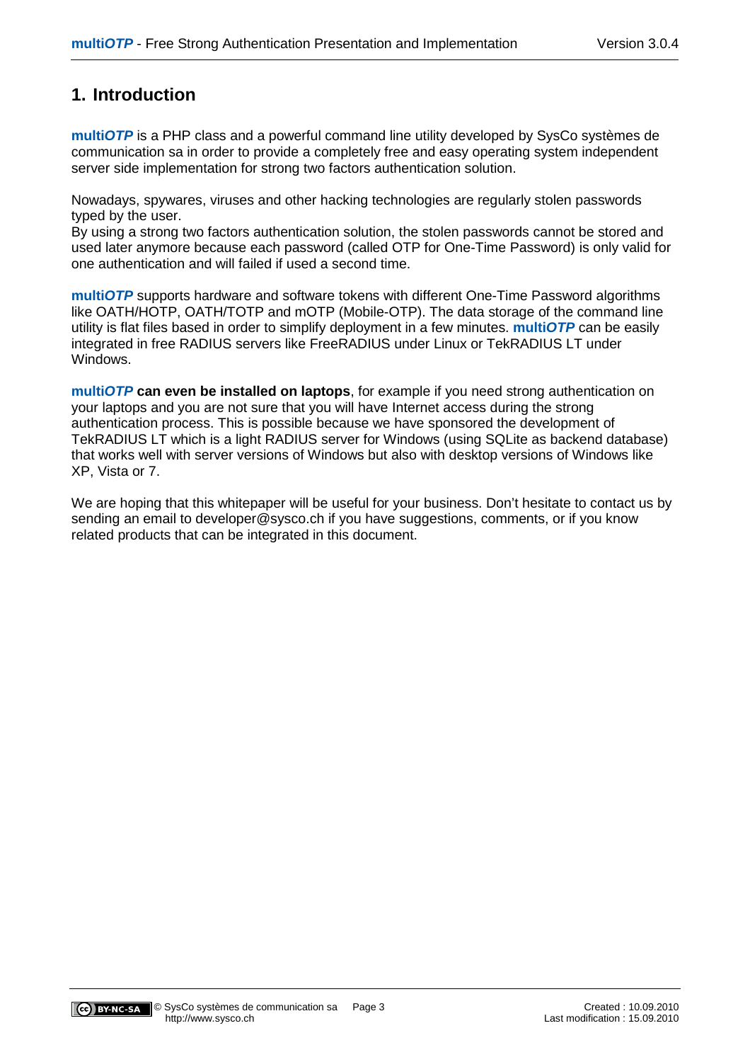# 1. Introduction

**multi*OTP*** is a PHP class and a powerful command line utility developed by SysCo systèmes de communication sa in order to provide a completely free and easy operating system independent server side implementation for strong two factors authentication solution.

Nowadays, spywares, viruses and other hacking technologies are regularly stolen passwords typed by the user.
By using a strong two factors authentication solution, the stolen passwords cannot be stored and used later anymore because each password (called OTP for One-Time Password) is only valid for one authentication and will failed if used a second time.

**multi*OTP*** supports hardware and software tokens with different One-Time Password algorithms like OATH/HOTP, OATH/TOTP and mOTP (Mobile-OTP). The data storage of the command line utility is flat files based in order to simplify deployment in a few minutes. **multi*OTP*** can be easily integrated in free RADIUS servers like FreeRADIUS under Linux or TekRADIUS LT under Windows.

**multi*OTP* can even be installed on laptops**, for example if you need strong authentication on your laptops and you are not sure that you will have Internet access during the strong authentication process. This is possible because we have sponsored the development of TekRADIUS LT which is a light RADIUS server for Windows (using SQLite as backend database) that works well with server versions of Windows but also with desktop versions of Windows like XP, Vista or 7.

We are hoping that this whitepaper will be useful for your business. Don't hesitate to contact us by sending an email to developer@sysco.ch if you have suggestions, comments, or if you know related products that can be integrated in this document.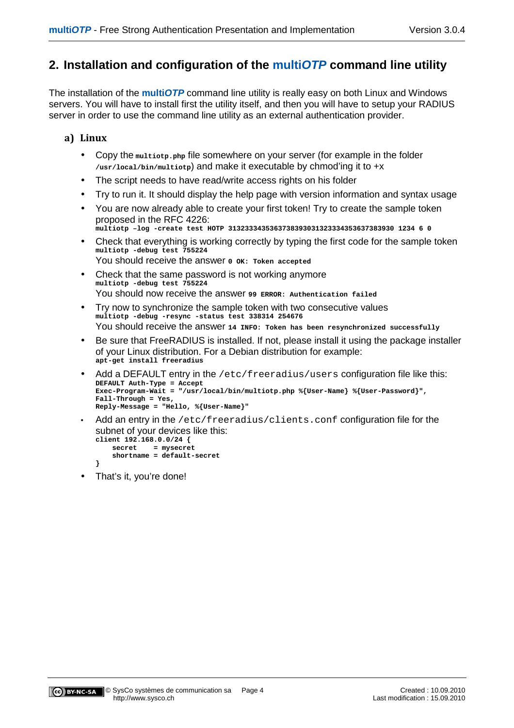## 2. Installation and configuration of the multi*OTP* command line utility

The installation of the **multi*OTP*** command line utility is really easy on both Linux and Windows servers. You will have to install first the utility itself, and then you will have to setup your RADIUS server in order to use the command line utility as an external authentication provider.

### a) Linux

- Copy the `multiotp.php` file somewhere on your server (for example in the folder `/usr/local/bin/multiotp`) and make it executable by chmod'ing it to +x
- The script needs to have read/write access rights on his folder
- Try to run it. It should display the help page with version information and syntax usage
- You are now already able to create your first token! Try to create the sample token proposed in the RFC 4226:
  ```
  multiotp –log -create test HOTP 3132333435363738393031323334353637383930 1234 6 0
  ```
- Check that everything is working correctly by typing the first code for the sample token
  ```
  multiotp -debug test 755224
  ```
  You should receive the answer `0 OK: Token accepted`
- Check that the same password is not working anymore
  ```
  multiotp -debug test 755224
  ```
  You should now receive the answer `99 ERROR: Authentication failed`
- Try now to synchronize the sample token with two consecutive values
  ```
  multiotp -debug -resync -status test 338314 254676
  ```
  You should receive the answer `14 INFO: Token has been resynchronized successfully`
- Be sure that FreeRADIUS is installed. If not, please install it using the package installer of your Linux distribution. For a Debian distribution for example:
  ```
  apt-get install freeradius
  ```
- Add a DEFAULT entry in the `/etc/freeradius/users` configuration file like this:
  ```
  DEFAULT Auth-Type = Accept
  Exec-Program-Wait = "/usr/local/bin/multiotp.php %{User-Name} %{User-Password}",
  Fall-Through = Yes,
  Reply-Message = "Hello, %{User-Name}"
  ```
- Add an entry in the `/etc/freeradius/clients.conf` configuration file for the subnet of your devices like this:
  ```
  client 192.168.0.0/24 {
      secret    = mysecret
      shortname = default-secret
  }
  ```
- That's it, you're done!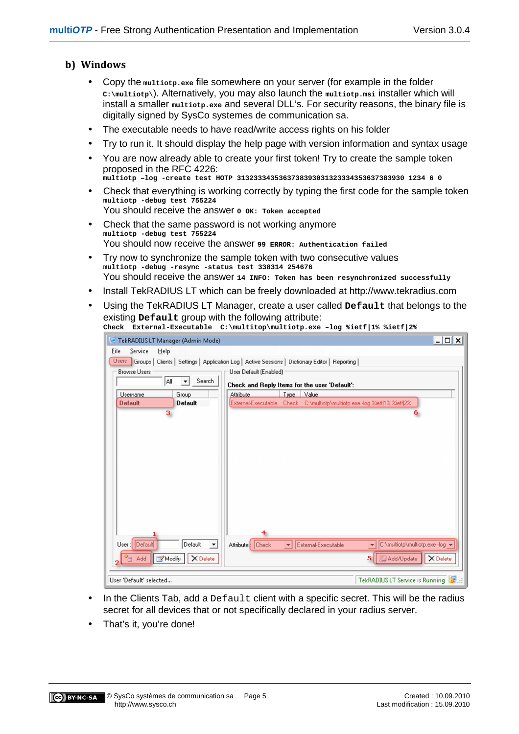## b) Windows

- Copy the `multiotp.exe` file somewhere on your server (for example in the folder `c:\multiotp\`). Alternatively, you may also launch the `multiotp.msi` installer which will install a smaller `multiotp.exe` and several DLL's. For security reasons, the binary file is digitally signed by SysCo systemes de communication sa.
- The executable needs to have read/write access rights on his folder
- Try to run it. It should display the help page with version information and syntax usage
- You are now already able to create your first token! Try to create the sample token proposed in the RFC 4226:
  `multiotp –log -create test HOTP 3132333435363738393031323334353637383930 1234 6 0`
- Check that everything is working correctly by typing the first code for the sample token
  `multiotp -debug test 755224`
  You should receive the answer `0 OK: Token accepted`
- Check that the same password is not working anymore
  `multiotp -debug test 755224`
  You should now receive the answer `99 ERROR: Authentication failed`
- Try now to synchronize the sample token with two consecutive values
  `multiotp -debug -resync -status test 338314 254676`
  You should receive the answer `14 INFO: Token has been resynchronized successfully`
- Install TekRADIUS LT which can be freely downloaded at http://www.tekradius.com
- Using the TekRADIUS LT Manager, create a user called **`Default`** that belongs to the existing **`Default`** group with the following attribute:
  **`Check External-Executable C:\multitop\multiotp.exe –log %ietf|1% %ietf|2%`**

- In the Clients Tab, add a `Default` client with a specific secret. This will be the radius secret for all devices that or not specifically declared in your radius server.
- That's it, you're done!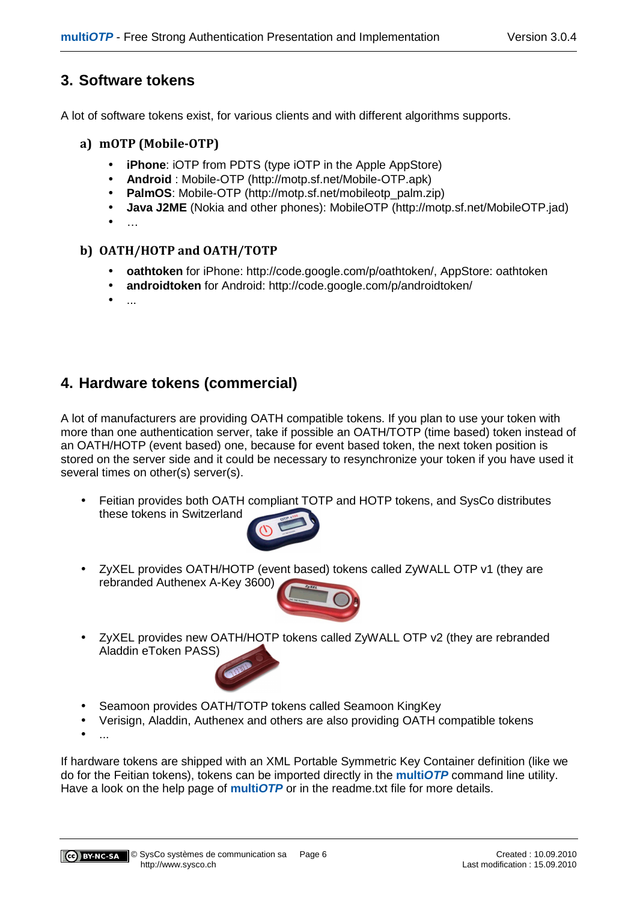## 3. Software tokens

A lot of software tokens exist, for various clients and with different algorithms supports.

### a) mOTP (Mobile-OTP)

- **iPhone**: iOTP from PDTS (type iOTP in the Apple AppStore)
- **Android** : Mobile-OTP (http://motp.sf.net/Mobile-OTP.apk)
- **PalmOS**: Mobile-OTP (http://motp.sf.net/mobileotp_palm.zip)
- **Java J2ME** (Nokia and other phones): MobileOTP (http://motp.sf.net/MobileOTP.jad)
- …

### b) OATH/HOTP and OATH/TOTP

- **oathtoken** for iPhone: http://code.google.com/p/oathtoken/, AppStore: oathtoken
- **androidtoken** for Android: http://code.google.com/p/androidtoken/
- ...

## 4. Hardware tokens (commercial)

A lot of manufacturers are providing OATH compatible tokens. If you plan to use your token with more than one authentication server, take if possible an OATH/TOTP (time based) token instead of an OATH/HOTP (event based) one, because for event based token, the next token position is stored on the server side and it could be necessary to resynchronize your token if you have used it several times on other(s) server(s).

- Feitian provides both OATH compliant TOTP and HOTP tokens, and SysCo distributes these tokens in Switzerland
- ZyXEL provides OATH/HOTP (event based) tokens called ZyWALL OTP v1 (they are rebranded Authenex A-Key 3600)
- ZyXEL provides new OATH/HOTP tokens called ZyWALL OTP v2 (they are rebranded Aladdin eToken PASS)
- Seamoon provides OATH/TOTP tokens called Seamoon KingKey
- Verisign, Aladdin, Authenex and others are also providing OATH compatible tokens
- ...

If hardware tokens are shipped with an XML Portable Symmetric Key Container definition (like we do for the Feitian tokens), tokens can be imported directly in the **multi*OTP*** command line utility. Have a look on the help page of **multi*OTP*** or in the readme.txt file for more details.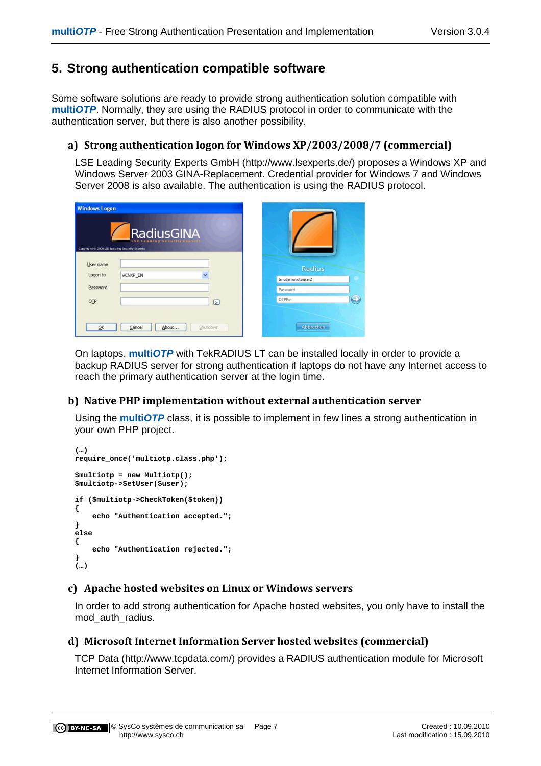# 5. Strong authentication compatible software

Some software solutions are ready to provide strong authentication solution compatible with **multi*OTP***. Normally, they are using the RADIUS protocol in order to communicate with the authentication server, but there is also another possibility.

## a) Strong authentication logon for Windows XP/2003/2008/7 (commercial)

LSE Leading Security Experts GmbH (http://www.lsexperts.de/) proposes a Windows XP and Windows Server 2003 GINA-Replacement. Credential provider for Windows 7 and Windows Server 2008 is also available. The authentication is using the RADIUS protocol.

On laptops, **multi*OTP*** with TekRADIUS LT can be installed locally in order to provide a backup RADIUS server for strong authentication if laptops do not have any Internet access to reach the primary authentication server at the login time.

## b) Native PHP implementation without external authentication server

Using the **multi*OTP*** class, it is possible to implement in few lines a strong authentication in your own PHP project.

```
(…)
require_once('multiotp.class.php');

$multiotp = new Multiotp();
$multiotp->SetUser($user);

if ($multiotp->CheckToken($token))
{
    echo "Authentication accepted.";
}
else
{
    echo "Authentication rejected.";
}
(…)
```

## c) Apache hosted websites on Linux or Windows servers

In order to add strong authentication for Apache hosted websites, you only have to install the mod_auth_radius.

## d) Microsoft Internet Information Server hosted websites (commercial)

TCP Data (http://www.tcpdata.com/) provides a RADIUS authentication module for Microsoft Internet Information Server.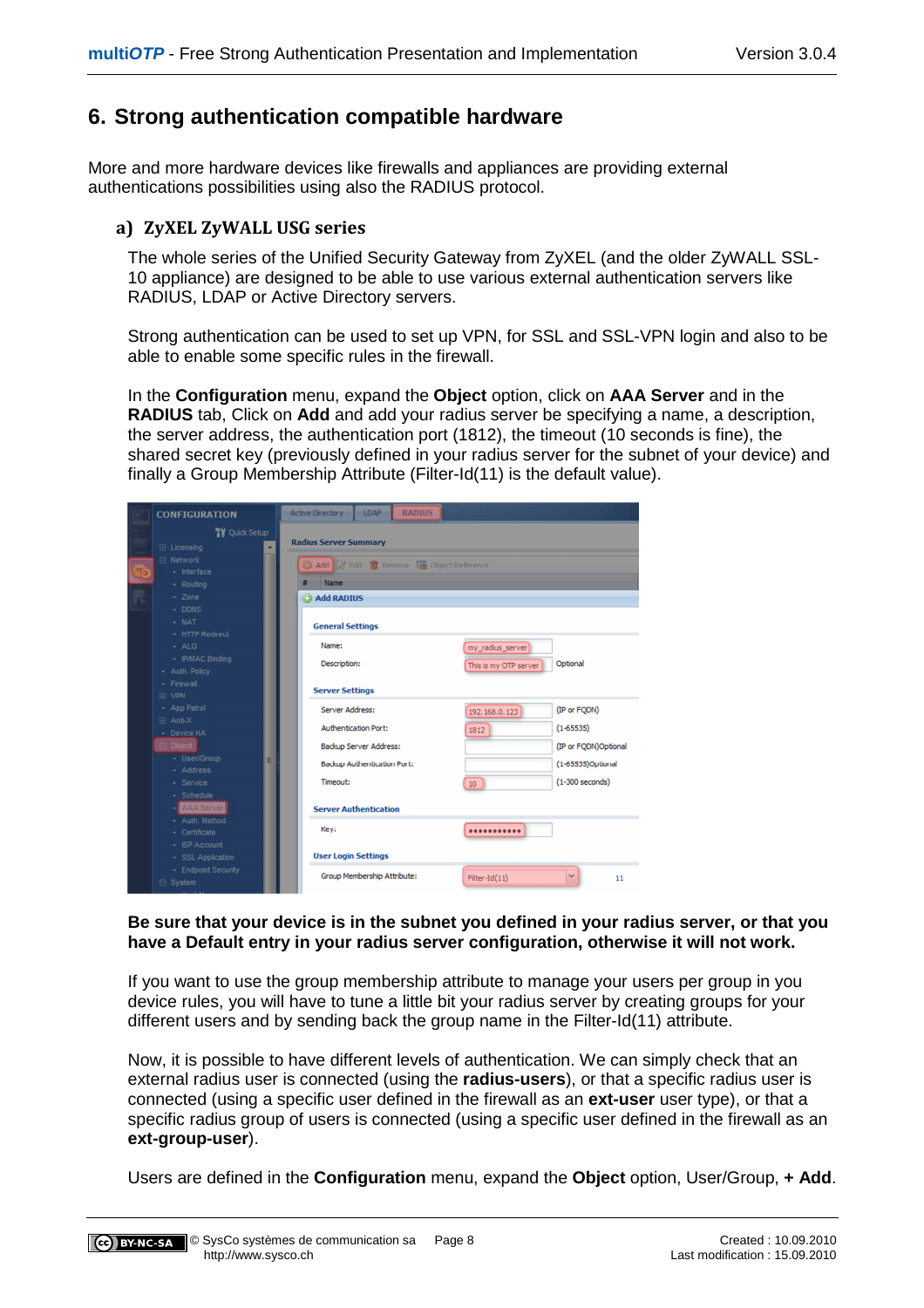# 6. Strong authentication compatible hardware

More and more hardware devices like firewalls and appliances are providing external authentications possibilities using also the RADIUS protocol.

## a) ZyXEL ZyWALL USG series

The whole series of the Unified Security Gateway from ZyXEL (and the older ZyWALL SSL-10 appliance) are designed to be able to use various external authentication servers like RADIUS, LDAP or Active Directory servers.

Strong authentication can be used to set up VPN, for SSL and SSL-VPN login and also to be able to enable some specific rules in the firewall.

In the **Configuration** menu, expand the **Object** option, click on **AAA Server** and in the **RADIUS** tab, Click on **Add** and add your radius server be specifying a name, a description, the server address, the authentication port (1812), the timeout (10 seconds is fine), the shared secret key (previously defined in your radius server for the subnet of your device) and finally a Group Membership Attribute (Filter-Id(11) is the default value).

**Be sure that your device is in the subnet you defined in your radius server, or that you have a Default entry in your radius server configuration, otherwise it will not work.**

If you want to use the group membership attribute to manage your users per group in you device rules, you will have to tune a little bit your radius server by creating groups for your different users and by sending back the group name in the Filter-Id(11) attribute.

Now, it is possible to have different levels of authentication. We can simply check that an external radius user is connected (using the **radius-users**), or that a specific radius user is connected (using a specific user defined in the firewall as an **ext-user** user type), or that a specific radius group of users is connected (using a specific user defined in the firewall as an **ext-group-user**).

Users are defined in the **Configuration** menu, expand the **Object** option, User/Group, **+ Add**.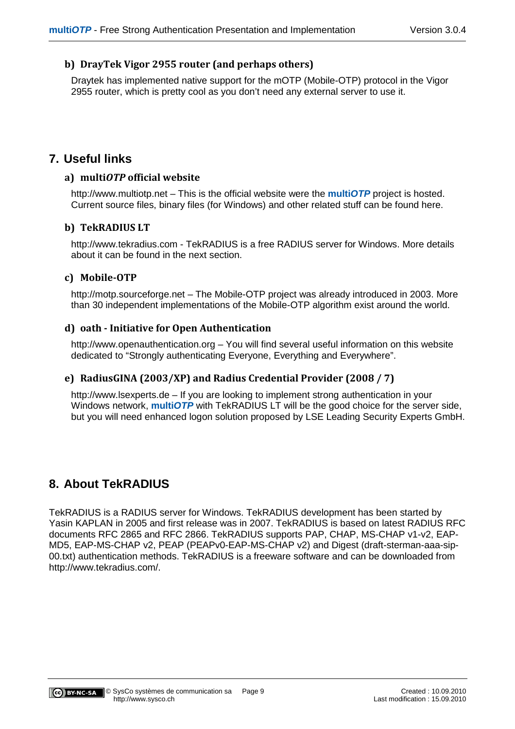### b) DrayTek Vigor 2955 router (and perhaps others)

Draytek has implemented native support for the mOTP (Mobile-OTP) protocol in the Vigor 2955 router, which is pretty cool as you don't need any external server to use it.

## 7. Useful links

### a) multi*OTP* official website

http://www.multiotp.net – This is the official website were the **multi*OTP*** project is hosted. Current source files, binary files (for Windows) and other related stuff can be found here.

### b) TekRADIUS LT

http://www.tekradius.com - TekRADIUS is a free RADIUS server for Windows. More details about it can be found in the next section.

### c) Mobile-OTP

http://motp.sourceforge.net – The Mobile-OTP project was already introduced in 2003. More than 30 independent implementations of the Mobile-OTP algorithm exist around the world.

### d) oath - Initiative for Open Authentication

http://www.openauthentication.org – You will find several useful information on this website dedicated to "Strongly authenticating Everyone, Everything and Everywhere".

### e) RadiusGINA (2003/XP) and Radius Credential Provider (2008 / 7)

http://www.lsexperts.de – If you are looking to implement strong authentication in your Windows network, **multi*OTP*** with TekRADIUS LT will be the good choice for the server side, but you will need enhanced logon solution proposed by LSE Leading Security Experts GmbH.

## 8. About TekRADIUS

TekRADIUS is a RADIUS server for Windows. TekRADIUS development has been started by Yasin KAPLAN in 2005 and first release was in 2007. TekRADIUS is based on latest RADIUS RFC documents RFC 2865 and RFC 2866. TekRADIUS supports PAP, CHAP, MS-CHAP v1-v2, EAP-MD5, EAP-MS-CHAP v2, PEAP (PEAPv0-EAP-MS-CHAP v2) and Digest (draft-sterman-aaa-sip-00.txt) authentication methods. TekRADIUS is a freeware software and can be downloaded from http://www.tekradius.com/.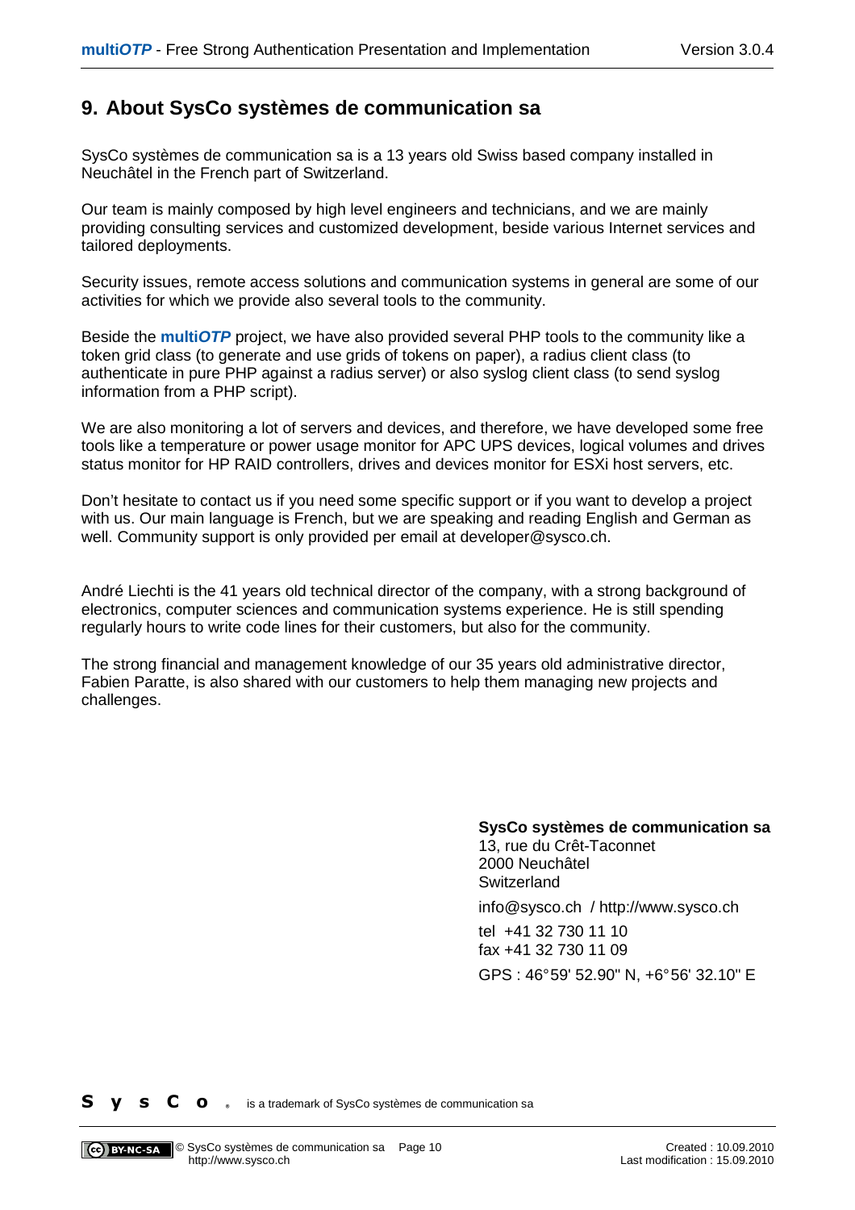# 9. About SysCo systèmes de communication sa

SysCo systèmes de communication sa is a 13 years old Swiss based company installed in Neuchâtel in the French part of Switzerland.

Our team is mainly composed by high level engineers and technicians, and we are mainly providing consulting services and customized development, beside various Internet services and tailored deployments.

Security issues, remote access solutions and communication systems in general are some of our activities for which we provide also several tools to the community.

Beside the **multi*OTP*** project, we have also provided several PHP tools to the community like a token grid class (to generate and use grids of tokens on paper), a radius client class (to authenticate in pure PHP against a radius server) or also syslog client class (to send syslog information from a PHP script).

We are also monitoring a lot of servers and devices, and therefore, we have developed some free tools like a temperature or power usage monitor for APC UPS devices, logical volumes and drives status monitor for HP RAID controllers, drives and devices monitor for ESXi host servers, etc.

Don't hesitate to contact us if you need some specific support or if you want to develop a project with us. Our main language is French, but we are speaking and reading English and German as well. Community support is only provided per email at developer@sysco.ch.

André Liechti is the 41 years old technical director of the company, with a strong background of electronics, computer sciences and communication systems experience. He is still spending regularly hours to write code lines for their customers, but also for the community.

The strong financial and management knowledge of our 35 years old administrative director, Fabien Paratte, is also shared with our customers to help them managing new projects and challenges.

**SysCo systèmes de communication sa**
13, rue du Crêt-Taconnet
2000 Neuchâtel
Switzerland

info@sysco.ch / http://www.sysco.ch

tel +41 32 730 11 10
fax +41 32 730 11 09

GPS : 46°59' 52.90" N, +6°56' 32.10" E

SysCo® is a trademark of SysCo systèmes de communication sa

© SysCo systèmes de communication sa http://www.sysco.ch

Created : 10.09.2010
Last modification : 15.09.2010